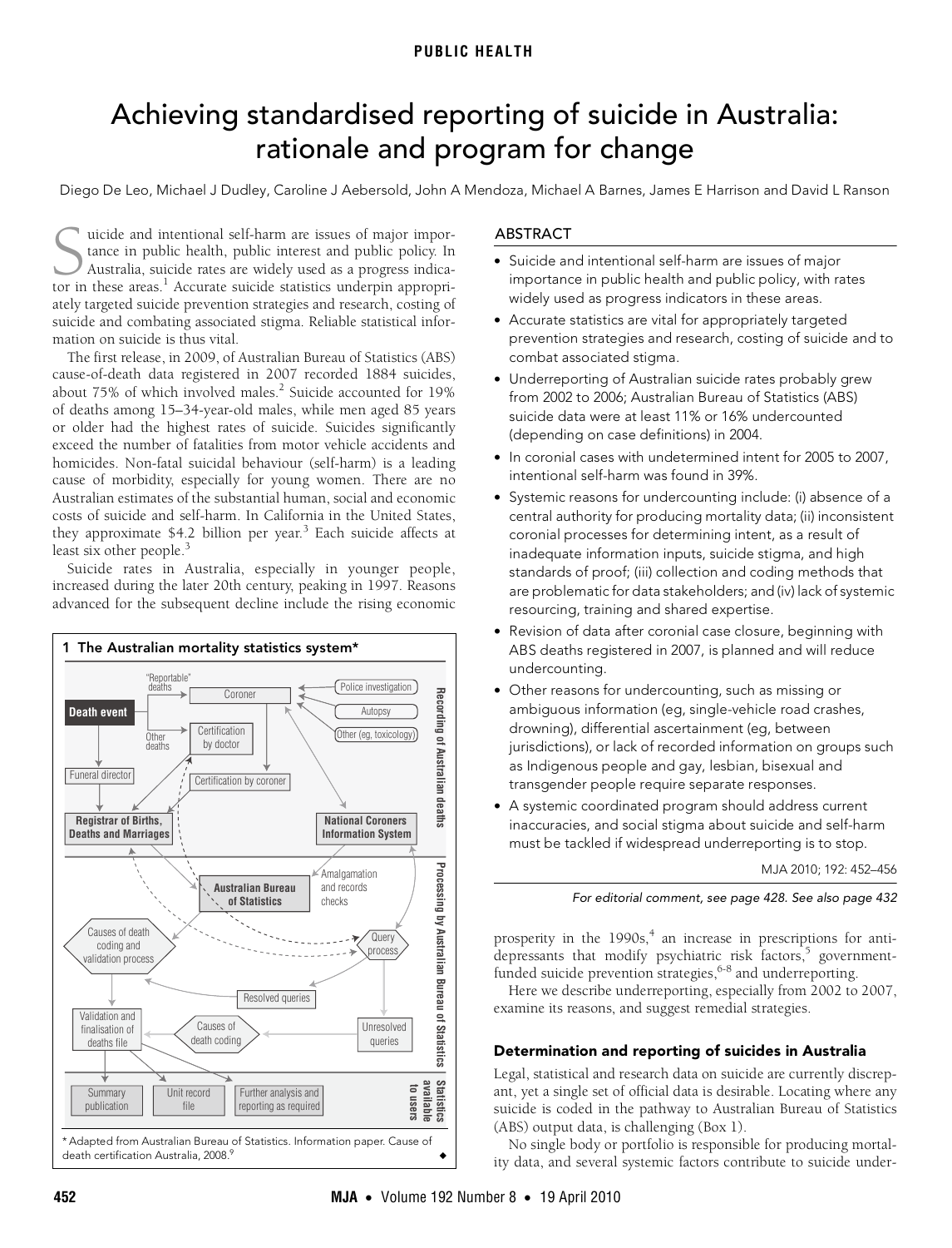PUBLIC HEALTH

# Achieving standardised reporting of suicide in Australia: rationale and program for change

Diego De Leo, Michael J Dudley, Caroline J Aebersold, John A Mendoza, Michael A Barnes, James E Harrison and David L Ranson

## ABSTRACT

- Suicide and intentional self-harm are issues of major importance in public health and public policy, with rates widely used as progress indicators in these areas.
- Accurate statistics are vital for appropriately targeted prevention strategies and research, costing of suicide and to combat associated stigma.
- Underreporting of Australian suicide rates probably grew from 2002 to 2006; Australian Bureau of Statistics (ABS) suicide data were at least 11% or 16% undercounted (depending on case definitions) in 2004.
- In coronial cases with undetermined intent for 2005 to 2007, intentional self-harm was found in 39%.
- Systemic reasons for undercounting include: (i) absence of a central authority for producing mortality data; (ii) inconsistent coronial processes for determining intent, as a result of inadequate information inputs, suicide stigma, and high standards of proof; (iii) collection and coding methods that are problematic for data stakeholders; and (iv) lack of systemic resourcing, training and shared expertise.
- Revision of data after coronial case closure, beginning with ABS deaths registered in 2007, is planned and will reduce undercounting.
- Other reasons for undercounting, such as missing or ambiguous information (eg, single-vehicle road crashes, drowning), differential ascertainment (eg, between jurisdictions), or lack of recorded information on groups such as Indigenous people and gay, lesbian, bisexual and transgender people require separate responses.
- A systemic coordinated program should address current inaccuracies, and social stigma about suicide and self-harm must be tackled if widespread underreporting is to stop.

MJA 2010; 192: 452–456

*For editorial comment, see page 428. See also page 432*

Suicide and intentional self-harm are issues of major importance in public health, public interest and public policy. In Australia, suicide rates are widely used as a progress indicator in these areas.[1] Accurate suicide statistics underpin appropriately targeted suicide prevention strategies and research, costing of suicide and combating associated stigma. Reliable statistical information on suicide is thus vital.

The first release, in 2009, of Australian Bureau of Statistics (ABS) cause-of-death data registered in 2007 recorded 1884 suicides, about 75% of which involved males.[2] Suicide accounted for 19% of deaths among 15–34-year-old males, while men aged 85 years or older had the highest rates of suicide. Suicides significantly exceed the number of fatalities from motor vehicle accidents and homicides. Non-fatal suicidal behaviour (self-harm) is a leading cause of morbidity, especially for young women. There are no Australian estimates of the substantial human, social and economic costs of suicide and self-harm. In California in the United States, they approximate $4.2 billion per year.[3] Each suicide affects at least six other people.[3]

Suicide rates in Australia, especially in younger people, increased during the later 20th century, peaking in 1997. Reasons advanced for the subsequent decline include the rising economic prosperity in the 1990s,[4] an increase in prescriptions for antidepressants that modify psychiatric risk factors,[5] government-funded suicide prevention strategies,[6-8] and underreporting.

**1 The Australian mortality statistics system***

Recording of Australian deaths: Death event; "Reportable" deaths; Other deaths; Coroner; Police investigation; Autopsy; Other (eg, toxicology); Certification by doctor; Certification by coroner; Funeral director; Registrar of Births, Deaths and Marriages; National Coroners Information System

Processing by Australian Bureau of Statistics: Australian Bureau of Statistics; Amalgamation and records checks; Causes of death coding and validation process; Query process; Resolved queries; Unresolved queries; Validation and finalisation of deaths file; Causes of death coding

Statistics available to users: Summary publication; Unit record file; Further analysis and reporting as required

\* Adapted from Australian Bureau of Statistics. Information paper. Cause of death certification Australia, 2008.[9] ◆

Here we describe underreporting, especially from 2002 to 2007, examine its reasons, and suggest remedial strategies.

### Determination and reporting of suicides in Australia

Legal, statistical and research data on suicide are currently discrepant, yet a single set of official data is desirable. Locating where any suicide is coded in the pathway to Australian Bureau of Statistics (ABS) output data, is challenging (Box 1).

No single body or portfolio is responsible for producing mortality data, and several systemic factors contribute to suicide under-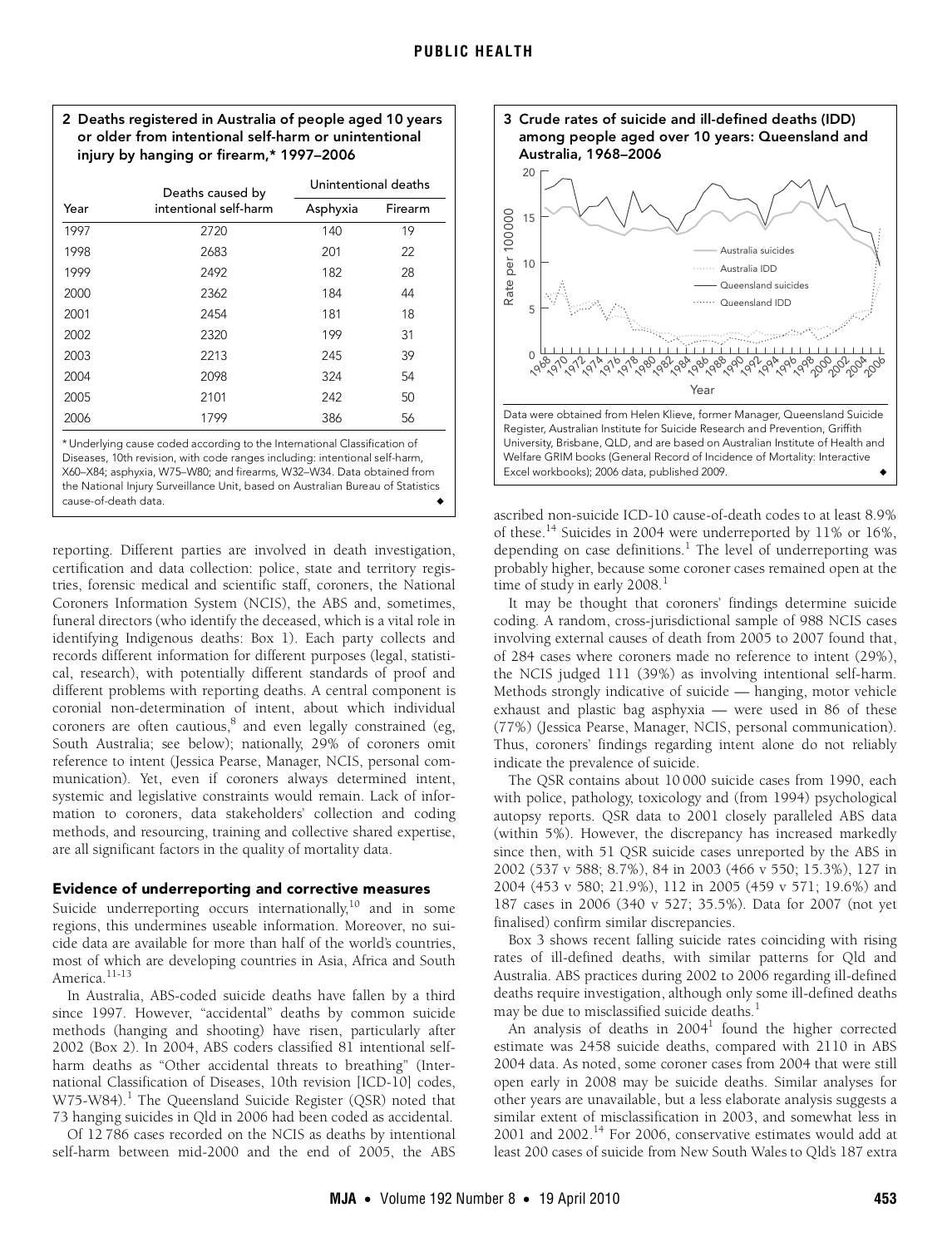**2 Deaths registered in Australia of people aged 10 years or older from intentional self-harm or unintentional injury by hanging or firearm,* 1997–2006**

| Year | Deaths caused by intentional self-harm | Unintentional deaths | |
|---|---|---|---|
| | | Asphyxia | Firearm |
| 1997 | 2720 | 140 | 19 |
| 1998 | 2683 | 201 | 22 |
| 1999 | 2492 | 182 | 28 |
| 2000 | 2362 | 184 | 44 |
| 2001 | 2454 | 181 | 18 |
| 2002 | 2320 | 199 | 31 |
| 2003 | 2213 | 245 | 39 |
| 2004 | 2098 | 324 | 54 |
| 2005 | 2101 | 242 | 50 |
| 2006 | 1799 | 386 | 56 |

* Underlying cause coded according to the International Classification of Diseases, 10th revision, with code ranges including: intentional self-harm, X60–X84; asphyxia, W75–W80; and firearms, W32–W34. Data obtained from the National Injury Surveillance Unit, based on Australian Bureau of Statistics cause-of-death data. ◆

reporting. Different parties are involved in death investigation, certification and data collection: police, state and territory registries, forensic medical and scientific staff, coroners, the National Coroners Information System (NCIS), the ABS and, sometimes, funeral directors (who identify the deceased, which is a vital role in identifying Indigenous deaths: Box 1). Each party collects and records different information for different purposes (legal, statistical, research), with potentially different standards of proof and different problems with reporting deaths. A central component is coronial non-determination of intent, about which individual coroners are often cautious,[8] and even legally constrained (eg, South Australia; see below); nationally, 29% of coroners omit reference to intent (Jessica Pearse, Manager, NCIS, personal communication). Yet, even if coroners always determined intent, systemic and legislative constraints would remain. Lack of information to coroners, data stakeholders' collection and coding methods, and resourcing, training and collective shared expertise, are all significant factors in the quality of mortality data.

### Evidence of underreporting and corrective measures

Suicide underreporting occurs internationally,[10] and in some regions, this undermines useable information. Moreover, no suicide data are available for more than half of the world's countries, most of which are developing countries in Asia, Africa and South America.[11-13]

In Australia, ABS-coded suicide deaths have fallen by a third since 1997. However, "accidental" deaths by common suicide methods (hanging and shooting) have risen, particularly after 2002 (Box 2). In 2004, ABS coders classified 81 intentional self-harm deaths as "Other accidental threats to breathing" (International Classification of Diseases, 10th revision [ICD-10] codes, W75-W84).[1] The Queensland Suicide Register (QSR) noted that 73 hanging suicides in Qld in 2006 had been coded as accidental.

Of 12 786 cases recorded on the NCIS as deaths by intentional self-harm between mid-2000 and the end of 2005, the ABS ascribed non-suicide ICD-10 cause-of-death codes to at least 8.9% of these.[14] Suicides in 2004 were underreported by 11% or 16%, depending on case definitions.[1] The level of underreporting was probably higher, because some coroner cases remained open at the time of study in early 2008.[1]

It may be thought that coroners' findings determine suicide coding. A random, cross-jurisdictional sample of 988 NCIS cases involving external causes of death from 2005 to 2007 found that, of 284 cases where coroners made no reference to intent (29%), the NCIS judged 111 (39%) as involving intentional self-harm. Methods strongly indicative of suicide — hanging, motor vehicle exhaust and plastic bag asphyxia — were used in 86 of these (77%) (Jessica Pearse, Manager, NCIS, personal communication). Thus, coroners' findings regarding intent alone do not reliably indicate the prevalence of suicide.

The QSR contains about 10 000 suicide cases from 1990, each with police, pathology, toxicology and (from 1994) psychological autopsy reports. QSR data to 2001 closely paralleled ABS data (within 5%). However, the discrepancy has increased markedly since then, with 51 QSR suicide cases unreported by the ABS in 2002 (537 v 588; 8.7%), 84 in 2003 (466 v 550; 15.3%), 127 in 2004 (453 v 580; 21.9%), 112 in 2005 (459 v 571; 19.6%) and 187 cases in 2006 (340 v 527; 35.5%). Data for 2007 (not yet finalised) confirm similar discrepancies.

**3 Crude rates of suicide and ill-defined deaths (IDD) among people aged over 10 years: Queensland and Australia, 1968–2006**

Data were obtained from Helen Klieve, former Manager, Queensland Suicide Register, Australian Institute for Suicide Research and Prevention, Griffith University, Brisbane, QLD, and are based on Australian Institute of Health and Welfare GRIM books (General Record of Incidence of Mortality: Interactive Excel workbooks); 2006 data, published 2009. ◆

Box 3 shows recent falling suicide rates coinciding with rising rates of ill-defined deaths, with similar patterns for Qld and Australia. ABS practices during 2002 to 2006 regarding ill-defined deaths require investigation, although only some ill-defined deaths may be due to misclassified suicide deaths.[1]

An analysis of deaths in 2004[1] found the higher corrected estimate was 2458 suicide deaths, compared with 2110 in ABS 2004 data. As noted, some coroner cases from 2004 that were still open early in 2008 may be suicide deaths. Similar analyses for other years are unavailable, but a less elaborate analysis suggests a similar extent of misclassification in 2003, and somewhat less in 2001 and 2002.[14] For 2006, conservative estimates would add at least 200 cases of suicide from New South Wales to Qld's 187 extra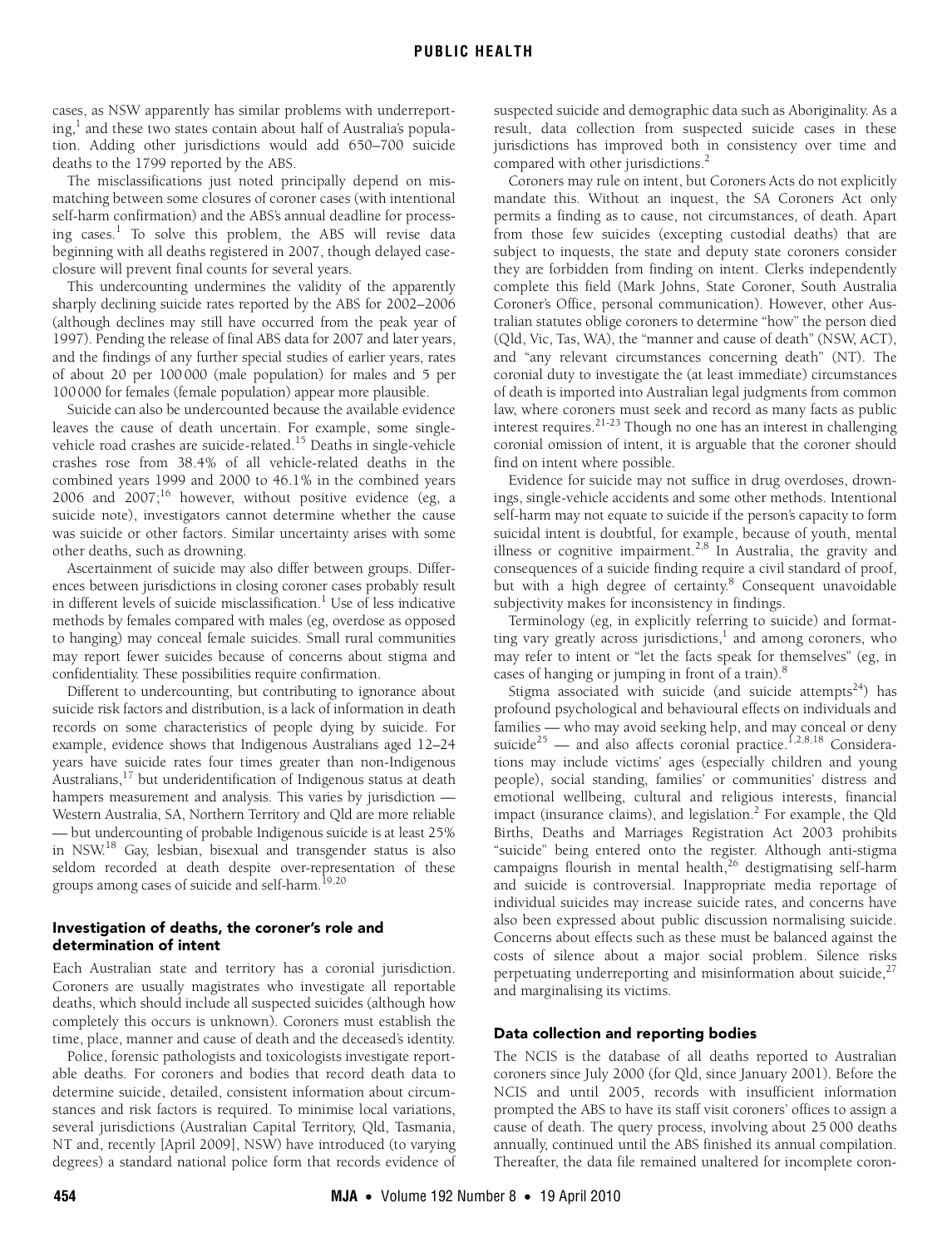cases, as NSW apparently has similar problems with underreporting,[1] and these two states contain about half of Australia's population. Adding other jurisdictions would add 650–700 suicide deaths to the 1799 reported by the ABS.

The misclassifications just noted principally depend on mismatching between some closures of coroner cases (with intentional self-harm confirmation) and the ABS's annual deadline for processing cases.[1] To solve this problem, the ABS will revise data beginning with all deaths registered in 2007, though delayed case-closure will prevent final counts for several years.

This undercounting undermines the validity of the apparently sharply declining suicide rates reported by the ABS for 2002–2006 (although declines may still have occurred from the peak year of 1997). Pending the release of final ABS data for 2007 and later years, and the findings of any further special studies of earlier years, rates of about 20 per 100 000 (male population) for males and 5 per 100 000 for females (female population) appear more plausible.

Suicide can also be undercounted because the available evidence leaves the cause of death uncertain. For example, some single-vehicle road crashes are suicide-related.[15] Deaths in single-vehicle crashes rose from 38.4% of all vehicle-related deaths in the combined years 1999 and 2000 to 46.1% in the combined years 2006 and 2007;[16] however, without positive evidence (eg, a suicide note), investigators cannot determine whether the cause was suicide or other factors. Similar uncertainty arises with some other deaths, such as drowning.

Ascertainment of suicide may also differ between groups. Differences between jurisdictions in closing coroner cases probably result in different levels of suicide misclassification.[1] Use of less indicative methods by females compared with males (eg, overdose as opposed to hanging) may conceal female suicides. Small rural communities may report fewer suicides because of concerns about stigma and confidentiality. These possibilities require confirmation.

Different to undercounting, but contributing to ignorance about suicide risk factors and distribution, is a lack of information in death records on some characteristics of people dying by suicide. For example, evidence shows that Indigenous Australians aged 12–24 years have suicide rates four times greater than non-Indigenous Australians,[17] but underidentification of Indigenous status at death hampers measurement and analysis. This varies by jurisdiction — Western Australia, SA, Northern Territory and Qld are more reliable — but undercounting of probable Indigenous suicide is at least 25% in NSW.[18] Gay, lesbian, bisexual and transgender status is also seldom recorded at death despite over-representation of these groups among cases of suicide and self-harm.[19,20]

## Investigation of deaths, the coroner's role and determination of intent

Each Australian state and territory has a coronial jurisdiction. Coroners are usually magistrates who investigate all reportable deaths, which should include all suspected suicides (although how completely this occurs is unknown). Coroners must establish the time, place, manner and cause of death and the deceased's identity.

Police, forensic pathologists and toxicologists investigate reportable deaths. For coroners and bodies that record death data to determine suicide, detailed, consistent information about circumstances and risk factors is required. To minimise local variations, several jurisdictions (Australian Capital Territory, Qld, Tasmania, NT and, recently [April 2009], NSW) have introduced (to varying degrees) a standard national police form that records evidence of suspected suicide and demographic data such as Aboriginality. As a result, data collection from suspected suicide cases in these jurisdictions has improved both in consistency over time and compared with other jurisdictions.[2]

Coroners may rule on intent, but Coroners Acts do not explicitly mandate this. Without an inquest, the SA Coroners Act only permits a finding as to cause, not circumstances, of death. Apart from those few suicides (excepting custodial deaths) that are subject to inquests, the state and deputy state coroners consider they are forbidden from finding on intent. Clerks independently complete this field (Mark Johns, State Coroner, South Australia Coroner's Office, personal communication). However, other Australian statutes oblige coroners to determine "how" the person died (Qld, Vic, Tas, WA), the "manner and cause of death" (NSW, ACT), and "any relevant circumstances concerning death" (NT). The coronial duty to investigate the (at least immediate) circumstances of death is imported into Australian legal judgments from common law, where coroners must seek and record as many facts as public interest requires.[21-23] Though no one has an interest in challenging coronial omission of intent, it is arguable that the coroner should find on intent where possible.

Evidence for suicide may not suffice in drug overdoses, drownings, single-vehicle accidents and some other methods. Intentional self-harm may not equate to suicide if the person's capacity to form suicidal intent is doubtful, for example, because of youth, mental illness or cognitive impairment.[2,8] In Australia, the gravity and consequences of a suicide finding require a civil standard of proof, but with a high degree of certainty.[8] Consequent unavoidable subjectivity makes for inconsistency in findings.

Terminology (eg, in explicitly referring to suicide) and formatting vary greatly across jurisdictions,[1] and among coroners, who may refer to intent or "let the facts speak for themselves" (eg, in cases of hanging or jumping in front of a train).[8]

Stigma associated with suicide (and suicide attempts[24]) has profound psychological and behavioural effects on individuals and families — who may avoid seeking help, and may conceal or deny suicide[25] — and also affects coronial practice.[1,2,8,18] Considerations may include victims' ages (especially children and young people), social standing, families' or communities' distress and emotional wellbeing, cultural and religious interests, financial impact (insurance claims), and legislation.[2] For example, the Qld Births, Deaths and Marriages Registration Act 2003 prohibits "suicide" being entered onto the register. Although anti-stigma campaigns flourish in mental health,[26] destigmatising self-harm and suicide is controversial. Inappropriate media reportage of individual suicides may increase suicide rates, and concerns have also been expressed about public discussion normalising suicide. Concerns about effects such as these must be balanced against the costs of silence about a major social problem. Silence risks perpetuating underreporting and misinformation about suicide,[27] and marginalising its victims.

## Data collection and reporting bodies

The NCIS is the database of all deaths reported to Australian coroners since July 2000 (for Qld, since January 2001). Before the NCIS and until 2005, records with insufficient information prompted the ABS to have its staff visit coroners' offices to assign a cause of death. The query process, involving about 25 000 deaths annually, continued until the ABS finished its annual compilation. Thereafter, the data file remained unaltered for incomplete coron-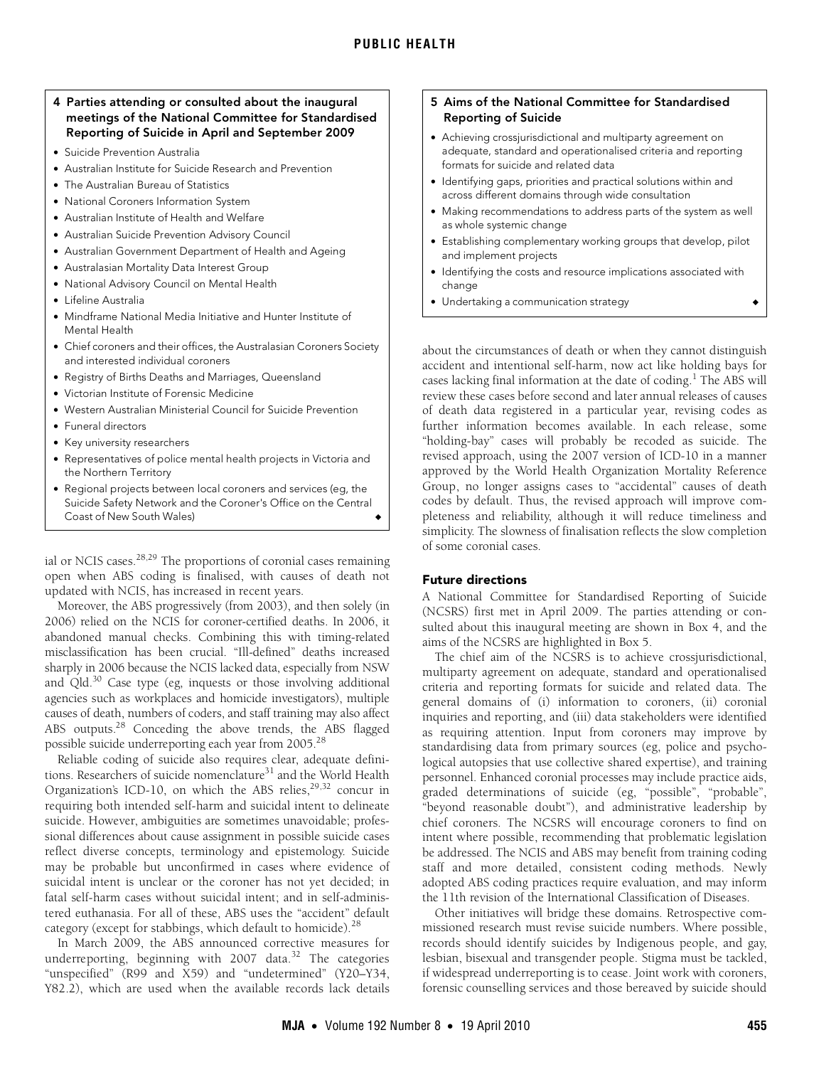**4 Parties attending or consulted about the inaugural meetings of the National Committee for Standardised Reporting of Suicide in April and September 2009**

- Suicide Prevention Australia
- Australian Institute for Suicide Research and Prevention
- The Australian Bureau of Statistics
- National Coroners Information System
- Australian Institute of Health and Welfare
- Australian Suicide Prevention Advisory Council
- Australian Government Department of Health and Ageing
- Australasian Mortality Data Interest Group
- National Advisory Council on Mental Health
- Lifeline Australia
- Mindframe National Media Initiative and Hunter Institute of Mental Health
- Chief coroners and their offices, the Australasian Coroners Society and interested individual coroners
- Registry of Births Deaths and Marriages, Queensland
- Victorian Institute of Forensic Medicine
- Western Australian Ministerial Council for Suicide Prevention
- Funeral directors
- Key university researchers
- Representatives of police mental health projects in Victoria and the Northern Territory
- Regional projects between local coroners and services (eg, the Suicide Safety Network and the Coroner's Office on the Central Coast of New South Wales) ◆

**5 Aims of the National Committee for Standardised Reporting of Suicide**

- Achieving crossjurisdictional and multiparty agreement on adequate, standard and operationalised criteria and reporting formats for suicide and related data
- Identifying gaps, priorities and practical solutions within and across different domains through wide consultation
- Making recommendations to address parts of the system as well as whole systemic change
- Establishing complementary working groups that develop, pilot and implement projects
- Identifying the costs and resource implications associated with change
- Undertaking a communication strategy ◆

ial or NCIS cases.[28,29] The proportions of coronial cases remaining open when ABS coding is finalised, with causes of death not updated with NCIS, has increased in recent years.

Moreover, the ABS progressively (from 2003), and then solely (in 2006) relied on the NCIS for coroner-certified deaths. In 2006, it abandoned manual checks. Combining this with timing-related misclassification has been crucial. "Ill-defined" deaths increased sharply in 2006 because the NCIS lacked data, especially from NSW and Qld.[30] Case type (eg, inquests or those involving additional agencies such as workplaces and homicide investigators), multiple causes of death, numbers of coders, and staff training may also affect ABS outputs.[28] Conceding the above trends, the ABS flagged possible suicide underreporting each year from 2005.[28]

Reliable coding of suicide also requires clear, adequate definitions. Researchers of suicide nomenclature[31] and the World Health Organization's ICD-10, on which the ABS relies,[29,32] concur in requiring both intended self-harm and suicidal intent to delineate suicide. However, ambiguities are sometimes unavoidable; professional differences about cause assignment in possible suicide cases reflect diverse concepts, terminology and epistemology. Suicide may be probable but unconfirmed in cases where evidence of suicidal intent is unclear or the coroner has not yet decided; in fatal self-harm cases without suicidal intent; and in self-administered euthanasia. For all of these, ABS uses the "accident" default category (except for stabbings, which default to homicide).[28]

In March 2009, the ABS announced corrective measures for underreporting, beginning with 2007 data.[32] The categories "unspecified" (R99 and X59) and "undetermined" (Y20–Y34, Y82.2), which are used when the available records lack details about the circumstances of death or when they cannot distinguish accident and intentional self-harm, now act like holding bays for cases lacking final information at the date of coding.[1] The ABS will review these cases before second and later annual releases of causes of death data registered in a particular year, revising codes as further information becomes available. In each release, some "holding-bay" cases will probably be recoded as suicide. The revised approach, using the 2007 version of ICD-10 in a manner approved by the World Health Organization Mortality Reference Group, no longer assigns cases to "accidental" causes of death codes by default. Thus, the revised approach will improve completeness and reliability, although it will reduce timeliness and simplicity. The slowness of finalisation reflects the slow completion of some coronial cases.

## Future directions

A National Committee for Standardised Reporting of Suicide (NCSRS) first met in April 2009. The parties attending or consulted about this inaugural meeting are shown in Box 4, and the aims of the NCSRS are highlighted in Box 5.

The chief aim of the NCSRS is to achieve crossjurisdictional, multiparty agreement on adequate, standard and operationalised criteria and reporting formats for suicide and related data. The general domains of (i) information to coroners, (ii) coronial inquiries and reporting, and (iii) data stakeholders were identified as requiring attention. Input from coroners may improve by standardising data from primary sources (eg, police and psychological autopsies that use collective shared expertise), and training personnel. Enhanced coronial processes may include practice aids, graded determinations of suicide (eg, "possible", "probable", "beyond reasonable doubt"), and administrative leadership by chief coroners. The NCSRS will encourage coroners to find on intent where possible, recommending that problematic legislation be addressed. The NCIS and ABS may benefit from training coding staff and more detailed, consistent coding methods. Newly adopted ABS coding practices require evaluation, and may inform the 11th revision of the International Classification of Diseases.

Other initiatives will bridge these domains. Retrospective commissioned research must revise suicide numbers. Where possible, records should identify suicides by Indigenous people, and gay, lesbian, bisexual and transgender people. Stigma must be tackled, if widespread underreporting is to cease. Joint work with coroners, forensic counselling services and those bereaved by suicide should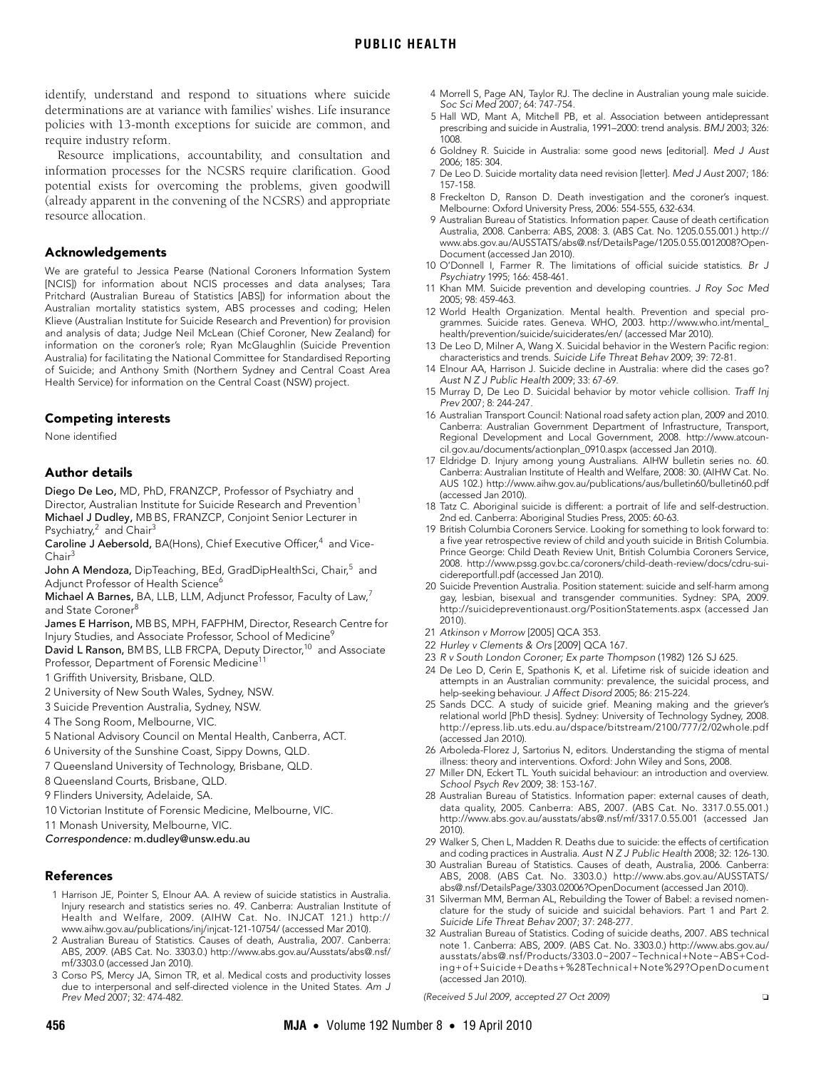identify, understand and respond to situations where suicide determinations are at variance with families' wishes. Life insurance policies with 13-month exceptions for suicide are common, and require industry reform.

Resource implications, accountability, and consultation and information processes for the NCSRS require clarification. Good potential exists for overcoming the problems, given goodwill (already apparent in the convening of the NCSRS) and appropriate resource allocation.

## Acknowledgements

We are grateful to Jessica Pearse (National Coroners Information System [NCIS]) for information about NCIS processes and data analyses; Tara Pritchard (Australian Bureau of Statistics [ABS]) for information about the Australian mortality statistics system, ABS processes and coding; Helen Klieve (Australian Institute for Suicide Research and Prevention) for provision and analysis of data; Judge Neil McLean (Chief Coroner, New Zealand) for information on the coroner's role; Ryan McGlaughlin (Suicide Prevention Australia) for facilitating the National Committee for Standardised Reporting of Suicide; and Anthony Smith (Northern Sydney and Central Coast Area Health Service) for information on the Central Coast (NSW) project.

## Competing interests

None identified

## Author details

**Diego De Leo,** MD, PhD, FRANZCP, Professor of Psychiatry and Director, Australian Institute for Suicide Research and Prevention[1]
**Michael J Dudley,** MB BS, FRANZCP, Conjoint Senior Lecturer in Psychiatry,[2] and Chair[3]
**Caroline J Aebersold,** BA(Hons), Chief Executive Officer,[4] and Vice-Chair[3]
**John A Mendoza,** DipTeaching, BEd, GradDipHealthSci, Chair,[5] and Adjunct Professor of Health Science[6]
**Michael A Barnes,** BA, LLB, LLM, Adjunct Professor, Faculty of Law,[7] and State Coroner[8]
**James E Harrison,** MB BS, MPH, FAFPHM, Director, Research Centre for Injury Studies, and Associate Professor, School of Medicine[9]
**David L Ranson,** BM BS, LLB FRCPA, Deputy Director,[10] and Associate Professor, Department of Forensic Medicine[11]

1 Griffith University, Brisbane, QLD.
2 University of New South Wales, Sydney, NSW.
3 Suicide Prevention Australia, Sydney, NSW.
4 The Song Room, Melbourne, VIC.
5 National Advisory Council on Mental Health, Canberra, ACT.
6 University of the Sunshine Coast, Sippy Downs, QLD.
7 Queensland University of Technology, Brisbane, QLD.
8 Queensland Courts, Brisbane, QLD.
9 Flinders University, Adelaide, SA.
10 Victorian Institute of Forensic Medicine, Melbourne, VIC.
11 Monash University, Melbourne, VIC.

*Correspondence:* m.dudley@unsw.edu.au

## References

1 Harrison JE, Pointer S, Elnour AA. A review of suicide statistics in Australia. Injury research and statistics series no. 49. Canberra: Australian Institute of Health and Welfare, 2009. (AIHW Cat. No. INJCAT 121.) http://www.aihw.gov.au/publications/inj/injcat-121-10754/ (accessed Mar 2010).
2 Australian Bureau of Statistics. Causes of death, Australia, 2007. Canberra: ABS, 2009. (ABS Cat. No. 3303.0.) http://www.abs.gov.au/Ausstats/abs@.nsf/mf/3303.0 (accessed Jan 2010).
3 Corso PS, Mercy JA, Simon TR, et al. Medical costs and productivity losses due to interpersonal and self-directed violence in the United States. *Am J Prev Med* 2007; 32: 474-482.
4 Morrell S, Page AN, Taylor RJ. The decline in Australian young male suicide. *Soc Sci Med* 2007; 64: 747-754.
5 Hall WD, Mant A, Mitchell PB, et al. Association between antidepressant prescribing and suicide in Australia, 1991–2000: trend analysis. *BMJ* 2003; 326: 1008.
6 Goldney R. Suicide in Australia: some good news [editorial]. *Med J Aust* 2006; 185: 304.
7 De Leo D. Suicide mortality data need revision [letter]. *Med J Aust* 2007; 186: 157-158.
8 Freckelton D, Ranson D. Death investigation and the coroner's inquest. Melbourne: Oxford University Press, 2006: 554-555, 632-634.
9 Australian Bureau of Statistics. Information paper. Cause of death certification Australia, 2008. Canberra: ABS, 2008: 3. (ABS Cat. No. 1205.0.55.001.) http://www.abs.gov.au/AUSSTATS/abs@.nsf/DetailsPage/1205.0.55.0012008?OpenDocument (accessed Jan 2010).
10 O'Donnell I, Farmer R. The limitations of official suicide statistics. *Br J Psychiatry* 1995; 166: 458-461.
11 Khan MM. Suicide prevention and developing countries. *J Roy Soc Med* 2005; 98: 459-463.
12 World Health Organization. Mental health. Prevention and special programmes. Suicide rates. Geneva. WHO, 2003. http://www.who.int/mental_health/prevention/suicide/suiciderates/en/ (accessed Mar 2010).
13 De Leo D, Milner A, Wang X. Suicidal behavior in the Western Pacific region: characteristics and trends. *Suicide Life Threat Behav* 2009; 39: 72-81.
14 Elnour AA, Harrison J. Suicide decline in Australia: where did the cases go? *Aust N Z J Public Health* 2009; 33: 67-69.
15 Murray D, De Leo D. Suicidal behavior by motor vehicle collision. *Traff Inj Prev* 2007; 8: 244-247.
16 Australian Transport Council: National road safety action plan, 2009 and 2010. Canberra: Australian Government Department of Infrastructure, Transport, Regional Development and Local Government, 2008. http://www.atcouncil.gov.au/documents/actionplan_0910.aspx (accessed Jan 2010).
17 Eldridge D. Injury among young Australians. AIHW bulletin series no. 60. Canberra: Australian Institute of Health and Welfare, 2008: 30. (AIHW Cat. No. AUS 102.) http://www.aihw.gov.au/publications/aus/bulletin60/bulletin60.pdf (accessed Jan 2010).
18 Tatz C. Aboriginal suicide is different: a portrait of life and self-destruction. 2nd ed. Canberra: Aboriginal Studies Press, 2005: 60-63.
19 British Columbia Coroners Service. Looking for something to look forward to: a five year retrospective review of child and youth suicide in British Columbia. Prince George: Child Death Review Unit, British Columbia Coroners Service, 2008. http://www.pssg.gov.bc.ca/coroners/child-death-review/docs/cdru-suicidereportfull.pdf (accessed Jan 2010).
20 Suicide Prevention Australia. Position statement: suicide and self-harm among gay, lesbian, bisexual and transgender communities. Sydney: SPA, 2009. http://suicidepreventionaust.org/PositionStatements.aspx (accessed Jan 2010).
21 *Atkinson v Morrow* [2005] QCA 353.
22 *Hurley v Clements & Ors* [2009] QCA 167.
23 *R v South London Coroner; Ex parte Thompson* (1982) 126 SJ 625.
24 De Leo D, Cerin E, Spathonis K, et al. Lifetime risk of suicide ideation and attempts in an Australian community: prevalence, the suicidal process, and help-seeking behaviour. *J Affect Disord* 2005; 86: 215-224.
25 Sands DCC. A study of suicide grief. Meaning making and the griever's relational world [PhD thesis]. Sydney: University of Technology Sydney, 2008. http://epress.lib.uts.edu.au/dspace/bitstream/2100/777/2/02whole.pdf (accessed Jan 2010).
26 Arboleda-Florez J, Sartorius N, editors. Understanding the stigma of mental illness: theory and interventions. Oxford: John Wiley and Sons, 2008.
27 Miller DN, Eckert TL. Youth suicidal behaviour: an introduction and overview. *School Psych Rev* 2009; 38: 153-167.
28 Australian Bureau of Statistics. Information paper: external causes of death, data quality, 2005. Canberra: ABS, 2007. (ABS Cat. No. 3317.0.55.001.) http://www.abs.gov.au/ausstats/abs@.nsf/mf/3317.0.55.001 (accessed Jan 2010).
29 Walker S, Chen L, Madden R. Deaths due to suicide: the effects of certification and coding practices in Australia. *Aust N Z J Public Health* 2008; 32: 126-130.
30 Australian Bureau of Statistics. Causes of death, Australia, 2006. Canberra: ABS, 2008. (ABS Cat. No. 3303.0.) http://www.abs.gov.au/AUSSTATS/abs@.nsf/DetailsPage/3303.02006?OpenDocument (accessed Jan 2010).
31 Silverman MM, Berman AL, Rebuilding the Tower of Babel: a revised nomenclature for the study of suicide and suicidal behaviors. Part 1 and Part 2. *Suicide Life Threat Behav* 2007; 37: 248-277.
32 Australian Bureau of Statistics. Coding of suicide deaths, 2007. ABS technical note 1. Canberra: ABS, 2009. (ABS Cat. No. 3303.0.) http://www.abs.gov.au/ausstats/abs@.nsf/Products/3303.0~2007~Technical+Note~ABS+Coding+of+Suicide+Deaths+%28Technical+Note%29?OpenDocument (accessed Jan 2010).

*(Received 5 Jul 2009, accepted 27 Oct 2009)*